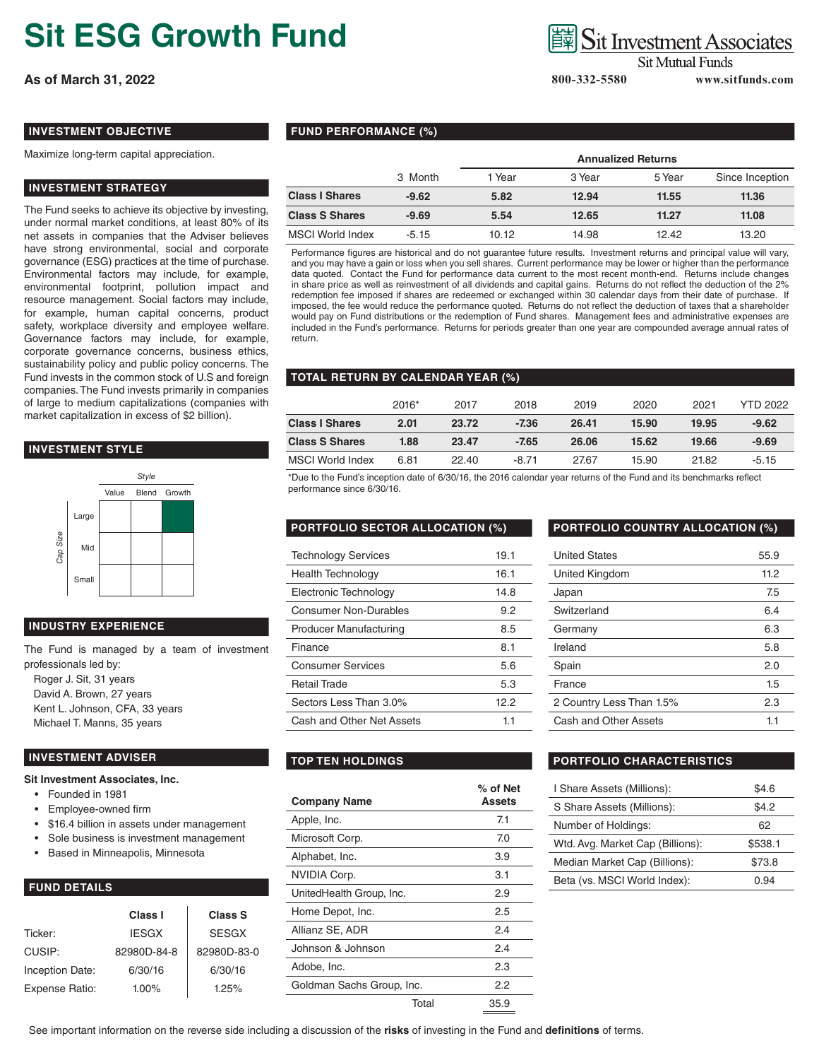# Sit ESG Growth Fund

**As of March 31, 2022**

Sit Investment Associates
Sit Mutual Funds
800-332-5580 www.sitfunds.com

## INVESTMENT OBJECTIVE

Maximize long-term capital appreciation.

## INVESTMENT STRATEGY

The Fund seeks to achieve its objective by investing, under normal market conditions, at least 80% of its net assets in companies that the Adviser believes have strong environmental, social and corporate governance (ESG) practices at the time of purchase. Environmental factors may include, for example, environmental footprint, pollution impact and resource management. Social factors may include, for example, human capital concerns, product safety, workplace diversity and employee welfare. Governance factors may include, for example, corporate governance concerns, business ethics, sustainability policy and public policy concerns. The Fund invests in the common stock of U.S and foreign companies. The Fund invests primarily in companies of large to medium capitalizations (companies with market capitalization in excess of $2 billion).

## INVESTMENT STYLE

| Cap Size | Value | Blend | Growth |
|---|---|---|---|
| Large | | | ■ |
| Mid | | | |
| Small | | | |

## INDUSTRY EXPERIENCE

The Fund is managed by a team of investment professionals led by:

- Roger J. Sit, 31 years
- David A. Brown, 27 years
- Kent L. Johnson, CFA, 33 years
- Michael T. Manns, 35 years

## INVESTMENT ADVISER

**Sit Investment Associates, Inc.**

- Founded in 1981
- Employee-owned firm
- $16.4 billion in assets under management
- Sole business is investment management
- Based in Minneapolis, Minnesota

## FUND DETAILS

| | Class I | Class S |
|---|---|---|
| Ticker: | IESGX | SESGX |
| CUSIP: | 82980D-84-8 | 82980D-83-0 |
| Inception Date: | 6/30/16 | 6/30/16 |
| Expense Ratio: | 1.00% | 1.25% |

## FUND PERFORMANCE (%)

| | | Annualized Returns | | | |
|---|---|---|---|---|---|
| | 3 Month | 1 Year | 3 Year | 5 Year | Since Inception |
| **Class I Shares** | **-9.62** | **5.82** | **12.94** | **11.55** | **11.36** |
| **Class S Shares** | **-9.69** | **5.54** | **12.65** | **11.27** | **11.08** |
| MSCI World Index | -5.15 | 10.12 | 14.98 | 12.42 | 13.20 |

Performance figures are historical and do not guarantee future results. Investment returns and principal value will vary, and you may have a gain or loss when you sell shares. Current performance may be lower or higher than the performance data quoted. Contact the Fund for performance data current to the most recent month-end. Returns include changes in share price as well as reinvestment of all dividends and capital gains. Returns do not reflect the deduction of the 2% redemption fee imposed if shares are redeemed or exchanged within 30 calendar days from their date of purchase. If imposed, the fee would reduce the performance quoted. Returns do not reflect the deduction of taxes that a shareholder would pay on Fund distributions or the redemption of Fund shares. Management fees and administrative expenses are included in the Fund's performance. Returns for periods greater than one year are compounded average annual rates of return.

## TOTAL RETURN BY CALENDAR YEAR (%)

| | 2016* | 2017 | 2018 | 2019 | 2020 | 2021 | YTD 2022 |
|---|---|---|---|---|---|---|---|
| **Class I Shares** | **2.01** | **23.72** | **-7.36** | **26.41** | **15.90** | **19.95** | **-9.62** |
| **Class S Shares** | **1.88** | **23.47** | **-7.65** | **26.06** | **15.62** | **19.66** | **-9.69** |
| MSCI World Index | 6.81 | 22.40 | -8.71 | 27.67 | 15.90 | 21.82 | -5.15 |

*Due to the Fund's inception date of 6/30/16, the 2016 calendar year returns of the Fund and its benchmarks reflect performance since 6/30/16.

## PORTFOLIO SECTOR ALLOCATION (%)

| Sector | % |
|---|---|
| Technology Services | 19.1 |
| Health Technology | 16.1 |
| Electronic Technology | 14.8 |
| Consumer Non-Durables | 9.2 |
| Producer Manufacturing | 8.5 |
| Finance | 8.1 |
| Consumer Services | 5.6 |
| Retail Trade | 5.3 |
| Sectors Less Than 3.0% | 12.2 |
| Cash and Other Net Assets | 1.1 |

## PORTFOLIO COUNTRY ALLOCATION (%)

| Country | % |
|---|---|
| United States | 55.9 |
| United Kingdom | 11.2 |
| Japan | 7.5 |
| Switzerland | 6.4 |
| Germany | 6.3 |
| Ireland | 5.8 |
| Spain | 2.0 |
| France | 1.5 |
| 2 Country Less Than 1.5% | 2.3 |
| Cash and Other Assets | 1.1 |

## TOP TEN HOLDINGS

| Company Name | % of Net Assets |
|---|---|
| Apple, Inc. | 7.1 |
| Microsoft Corp. | 7.0 |
| Alphabet, Inc. | 3.9 |
| NVIDIA Corp. | 3.1 |
| UnitedHealth Group, Inc. | 2.9 |
| Home Depot, Inc. | 2.5 |
| Allianz SE, ADR | 2.4 |
| Johnson & Johnson | 2.4 |
| Adobe, Inc. | 2.3 |
| Goldman Sachs Group, Inc. | 2.2 |
| Total | 35.9 |

## PORTFOLIO CHARACTERISTICS

| | |
|---|---|
| I Share Assets (Millions): | $4.6 |
| S Share Assets (Millions): | $4.2 |
| Number of Holdings: | 62 |
| Wtd. Avg. Market Cap (Billions): | $538.1 |
| Median Market Cap (Billions): | $73.8 |
| Beta (vs. MSCI World Index): | 0.94 |

See important information on the reverse side including a discussion of the **risks** of investing in the Fund and **definitions** of terms.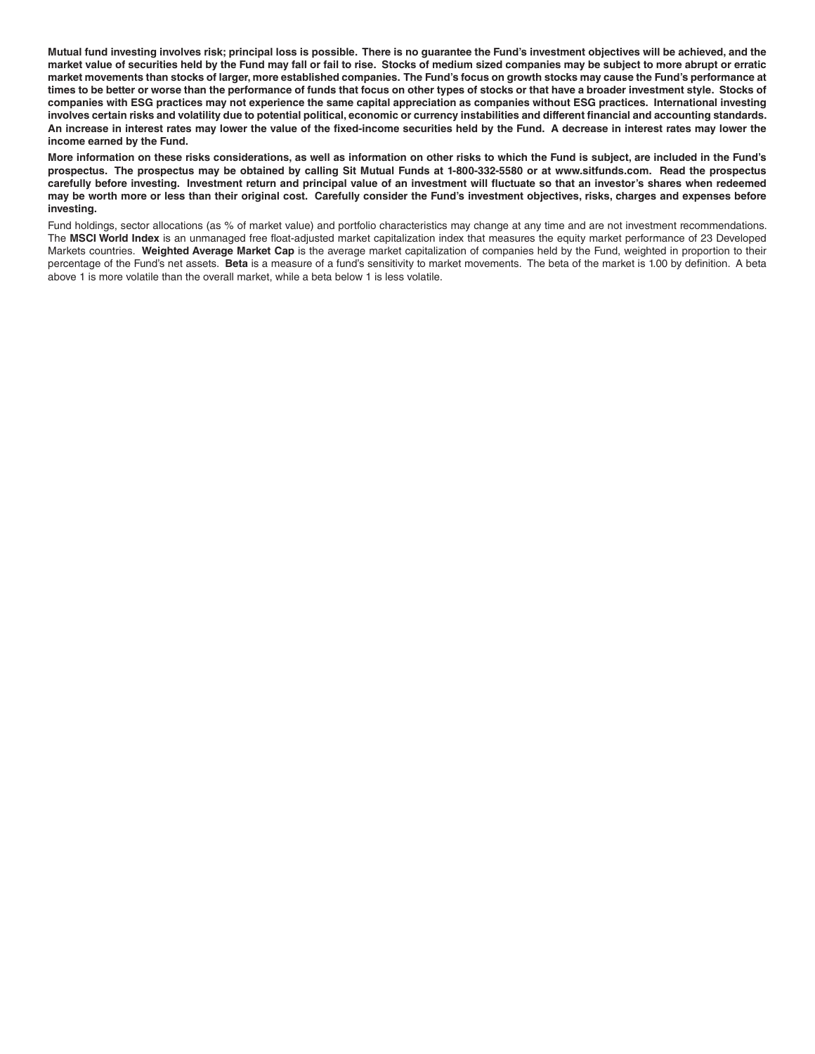**Mutual fund investing involves risk; principal loss is possible. There is no guarantee the Fund's investment objectives will be achieved, and the market value of securities held by the Fund may fall or fail to rise. Stocks of medium sized companies may be subject to more abrupt or erratic market movements than stocks of larger, more established companies. The Fund's focus on growth stocks may cause the Fund's performance at times to be better or worse than the performance of funds that focus on other types of stocks or that have a broader investment style. Stocks of companies with ESG practices may not experience the same capital appreciation as companies without ESG practices. International investing involves certain risks and volatility due to potential political, economic or currency instabilities and different financial and accounting standards. An increase in interest rates may lower the value of the fixed-income securities held by the Fund. A decrease in interest rates may lower the income earned by the Fund.**

**More information on these risks considerations, as well as information on other risks to which the Fund is subject, are included in the Fund's prospectus. The prospectus may be obtained by calling Sit Mutual Funds at 1-800-332-5580 or at www.sitfunds.com. Read the prospectus carefully before investing. Investment return and principal value of an investment will fluctuate so that an investor's shares when redeemed may be worth more or less than their original cost. Carefully consider the Fund's investment objectives, risks, charges and expenses before investing.**

Fund holdings, sector allocations (as % of market value) and portfolio characteristics may change at any time and are not investment recommendations. The **MSCI World Index** is an unmanaged free float-adjusted market capitalization index that measures the equity market performance of 23 Developed Markets countries. **Weighted Average Market Cap** is the average market capitalization of companies held by the Fund, weighted in proportion to their percentage of the Fund's net assets. **Beta** is a measure of a fund's sensitivity to market movements. The beta of the market is 1.00 by definition. A beta above 1 is more volatile than the overall market, while a beta below 1 is less volatile.